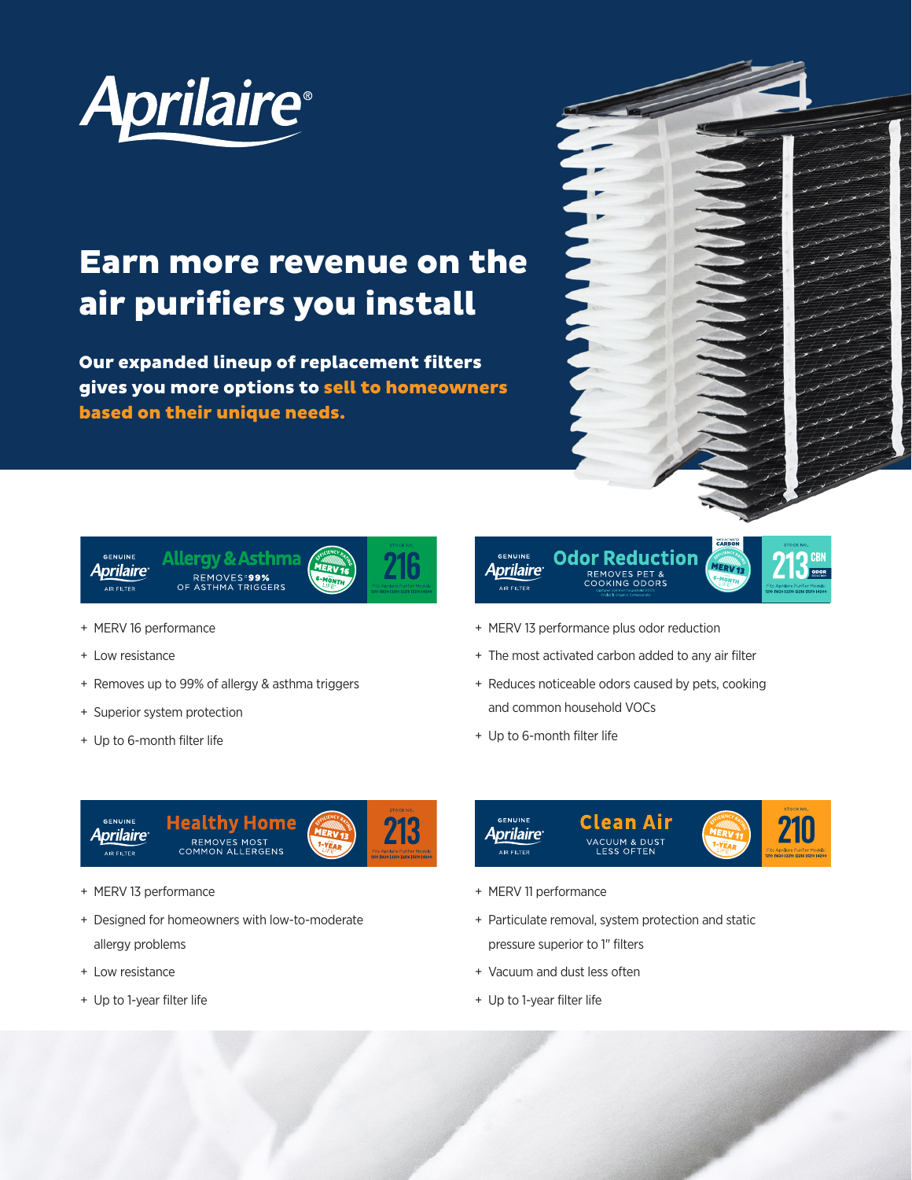# Aprilaire®

## Earn more revenue on the air purifiers you install

**Our expanded lineup of replacement filters gives you more options to sell to homeowners based on their unique needs.**

### Genuine Aprilaire Air Filter — Allergy & Asthma — 216

REMOVES*99% OF ASTHMA TRIGGERS · MERV 16 · 6-MONTH LIFE

- MERV 16 performance
- Low resistance
- Removes up to 99% of allergy & asthma triggers
- Superior system protection
- Up to 6-month filter life

### Genuine Aprilaire Air Filter — Odor Reduction — 213 CBN

REMOVES PET & COOKING ODORS · MERV 13 · 6-MONTH LIFE

- MERV 13 performance plus odor reduction
- The most activated carbon added to any air filter
- Reduces noticeable odors caused by pets, cooking and common household VOCs
- Up to 6-month filter life

### Genuine Aprilaire Air Filter — Healthy Home — 213

REMOVES MOST COMMON ALLERGENS · MERV 13 · 1-YEAR LIFE

- MERV 13 performance
- Designed for homeowners with low-to-moderate allergy problems
- Low resistance
- Up to 1-year filter life

### Genuine Aprilaire Air Filter — Clean Air — 210

VACUUM & DUST LESS OFTEN · MERV 11 · 1-YEAR LIFE

- MERV 11 performance
- Particulate removal, system protection and static pressure superior to 1" filters
- Vacuum and dust less often
- Up to 1-year filter life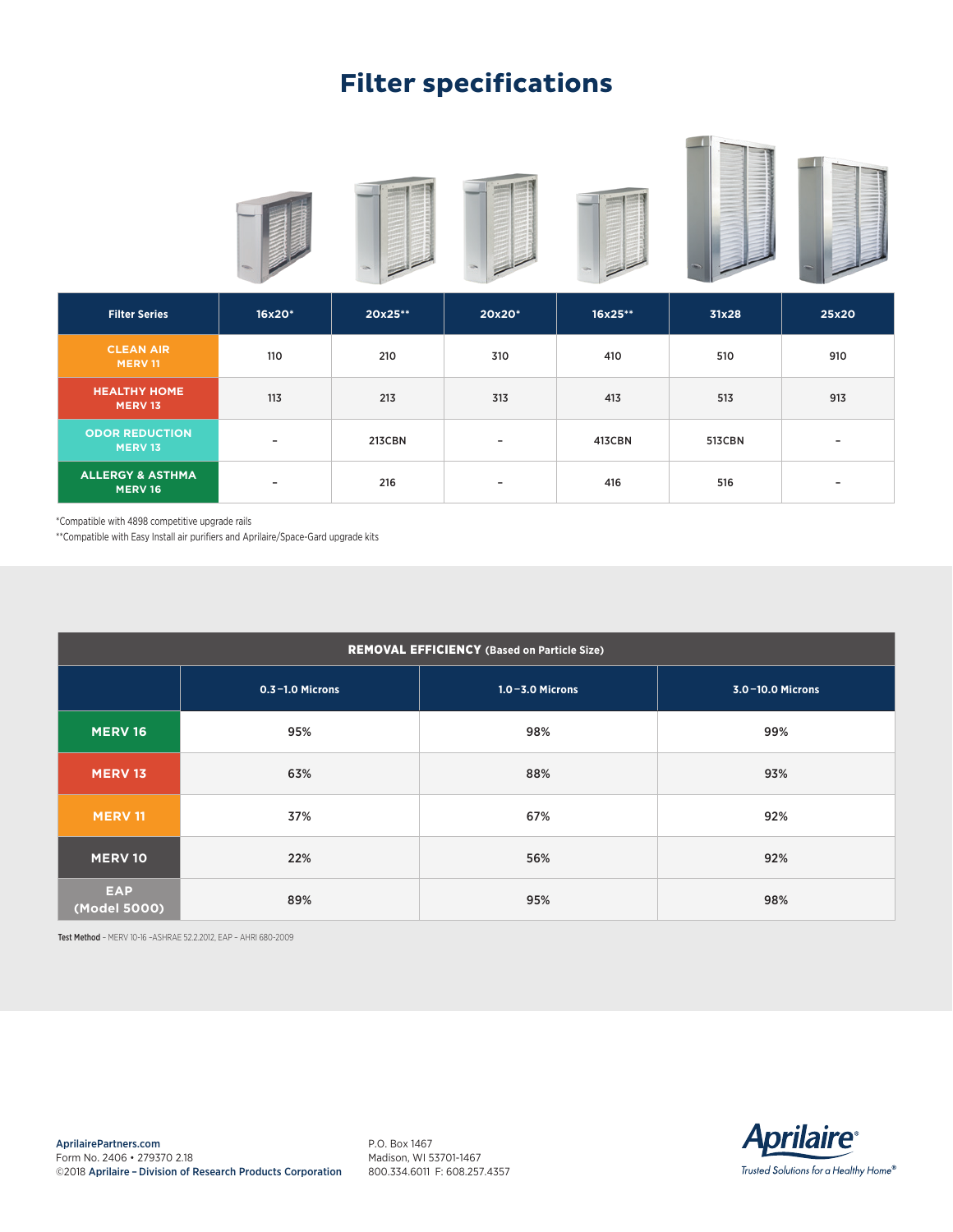# Filter specifications

| Filter Series | 16x20* | 20x25** | 20x20* | 16x25** | 31x28 | 25x20 |
|---|---|---|---|---|---|---|
| CLEAN AIR MERV 11 | 110 | 210 | 310 | 410 | 510 | 910 |
| HEALTHY HOME MERV 13 | 113 | 213 | 313 | 413 | 513 | 913 |
| ODOR REDUCTION MERV 13 | – | 213CBN | – | 413CBN | 513CBN | – |
| ALLERGY & ASTHMA MERV 16 | – | 216 | – | 416 | 516 | – |

*Compatible with 4898 competitive upgrade rails

**Compatible with Easy Install air purifiers and Aprilaire/Space-Gard upgrade kits

| REMOVAL EFFICIENCY (Based on Particle Size) | | | |
|---|---|---|---|
| | 0.3–1.0 Microns | 1.0–3.0 Microns | 3.0–10.0 Microns |
| MERV 16 | 95% | 98% | 99% |
| MERV 13 | 63% | 88% | 93% |
| MERV 11 | 37% | 67% | 92% |
| MERV 10 | 22% | 56% | 92% |
| EAP (Model 5000) | 89% | 95% | 98% |

**Test Method** – MERV 10-16 –ASHRAE 52.2.2012, EAP – AHRI 680-2009

AprilairePartners.com
Form No. 2406 • 279370 2.18
©2018 Aprilaire – Division of Research Products Corporation

P.O. Box 1467
Madison, WI 53701-1467
800.334.6011 F: 608.257.4357

Aprilaire®
Trusted Solutions for a Healthy Home®